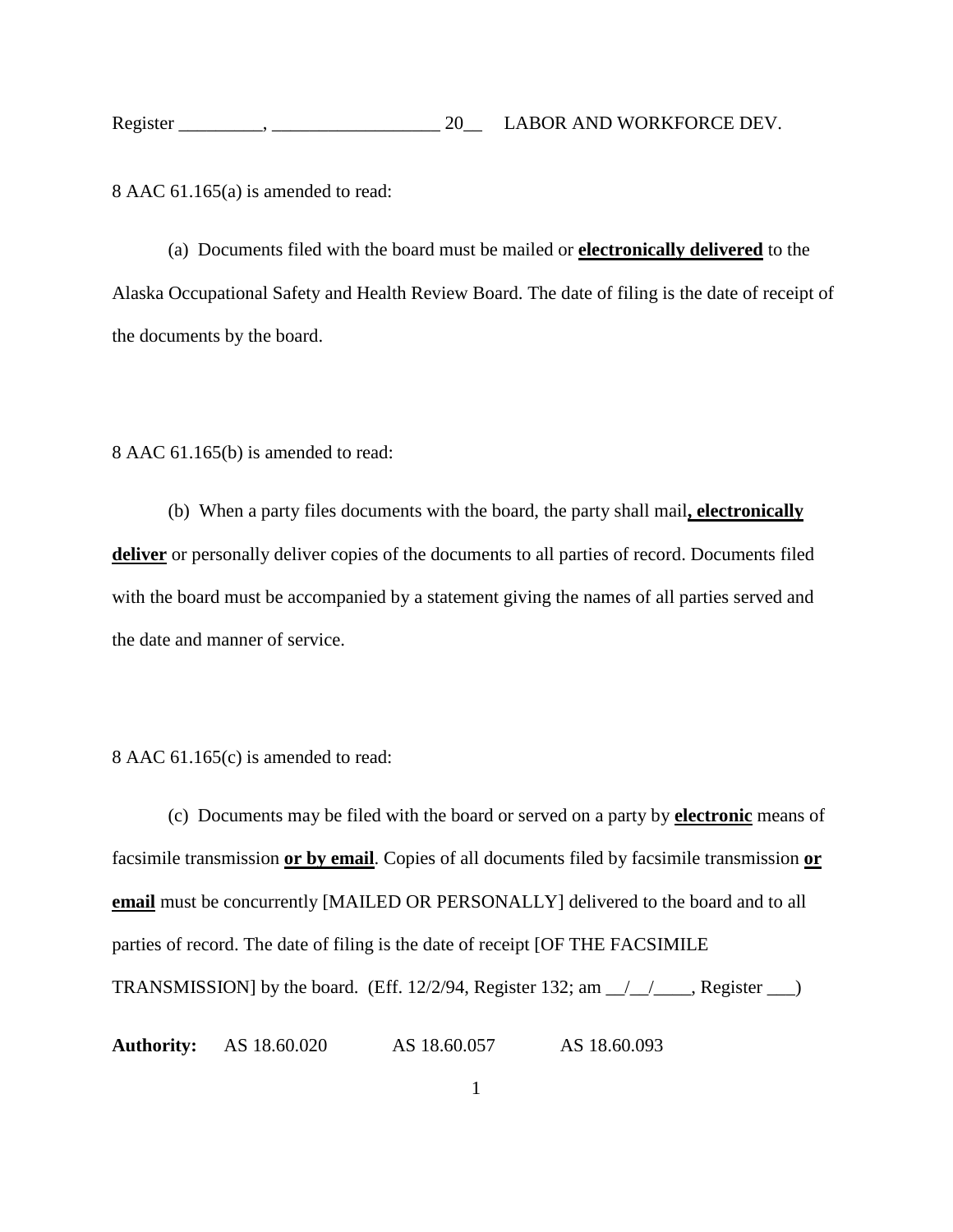8 AAC 61.165(a) is amended to read:

(a) Documents filed with the board must be mailed or **electronically delivered** to the Alaska Occupational Safety and Health Review Board. The date of filing is the date of receipt of the documents by the board.

8 AAC 61.165(b) is amended to read:

(b) When a party files documents with the board, the party shall mail**, electronically deliver** or personally deliver copies of the documents to all parties of record. Documents filed with the board must be accompanied by a statement giving the names of all parties served and the date and manner of service.

8 AAC 61.165(c) is amended to read:

(c) Documents may be filed with the board or served on a party by **electronic** means of facsimile transmission **or by email**. Copies of all documents filed by facsimile transmission **or email** must be concurrently [MAILED OR PERSONALLY] delivered to the board and to all parties of record. The date of filing is the date of receipt [OF THE FACSIMILE TRANSMISSION] by the board. (Eff. 12/2/94, Register 132; am __/__/____, Register ___)

**Authority:** AS 18.60.020 AS 18.60.057 AS 18.60.093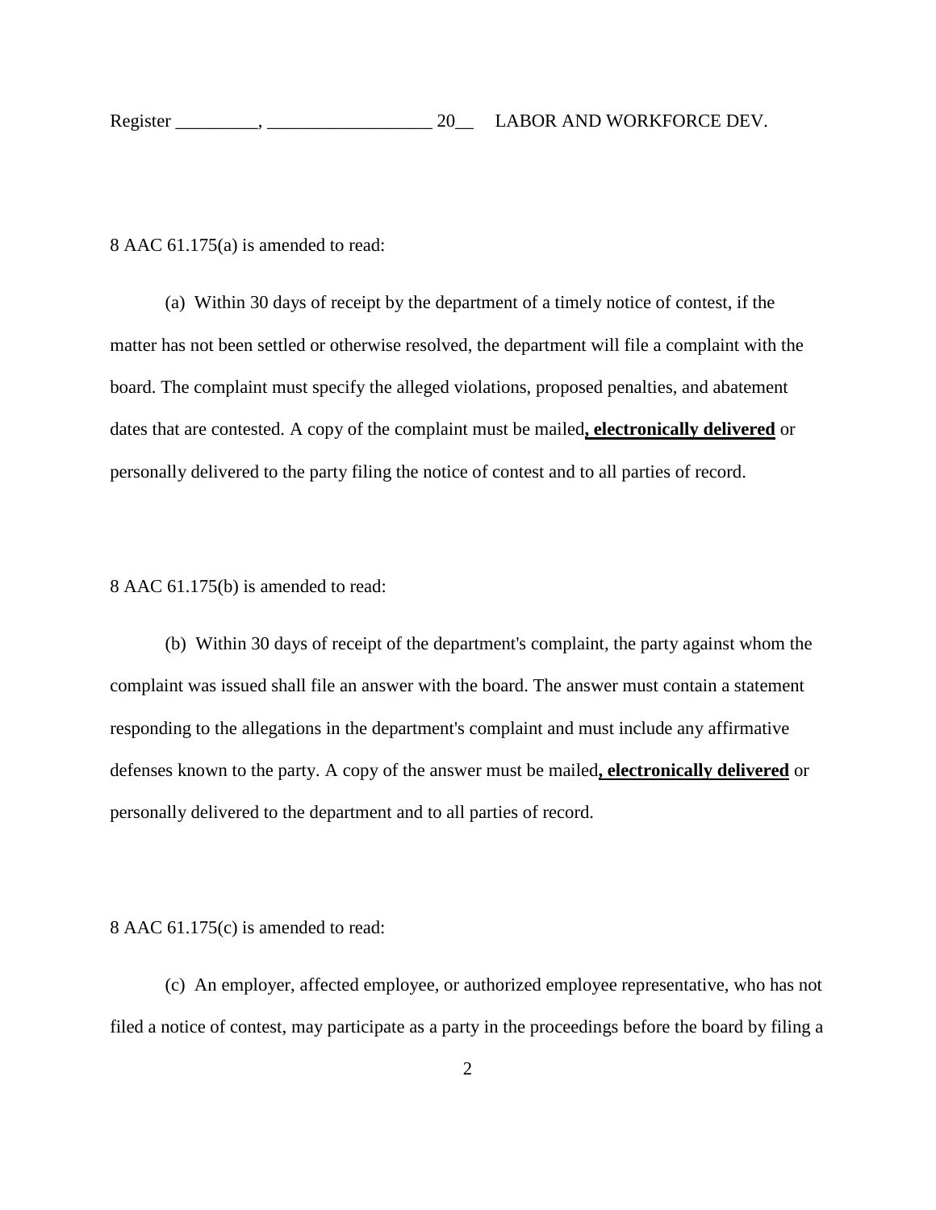8 AAC 61.175(a) is amended to read:

(a) Within 30 days of receipt by the department of a timely notice of contest, if the matter has not been settled or otherwise resolved, the department will file a complaint with the board. The complaint must specify the alleged violations, proposed penalties, and abatement dates that are contested. A copy of the complaint must be mailed<u>**, electronically delivered**</u> or personally delivered to the party filing the notice of contest and to all parties of record.

8 AAC 61.175(b) is amended to read:

(b) Within 30 days of receipt of the department's complaint, the party against whom the complaint was issued shall file an answer with the board. The answer must contain a statement responding to the allegations in the department's complaint and must include any affirmative defenses known to the party. A copy of the answer must be mailed<u>**, electronically delivered**</u> or personally delivered to the department and to all parties of record.

8 AAC 61.175(c) is amended to read:

(c) An employer, affected employee, or authorized employee representative, who has not filed a notice of contest, may participate as a party in the proceedings before the board by filing a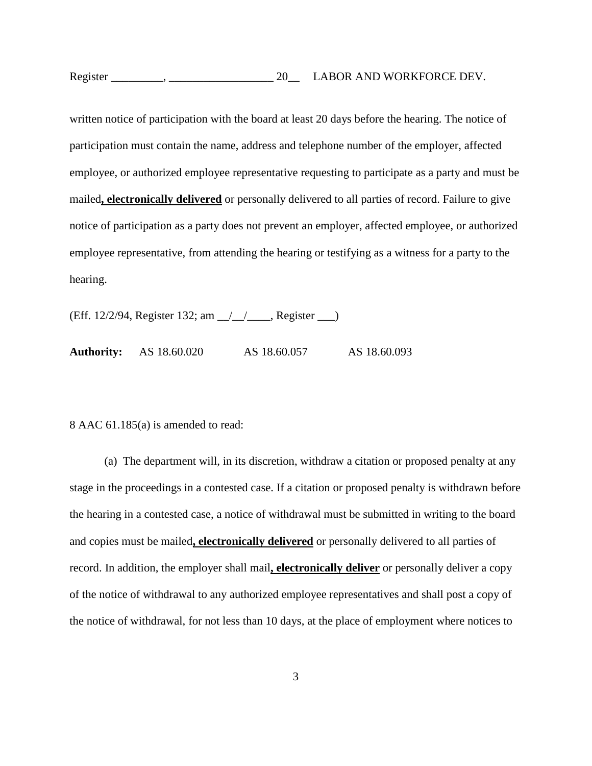written notice of participation with the board at least 20 days before the hearing. The notice of participation must contain the name, address and telephone number of the employer, affected employee, or authorized employee representative requesting to participate as a party and must be mailed<u>**, electronically delivered**</u> or personally delivered to all parties of record. Failure to give notice of participation as a party does not prevent an employer, affected employee, or authorized employee representative, from attending the hearing or testifying as a witness for a party to the hearing.

(Eff. 12/2/94, Register 132; am __/__/____, Register ___)

**Authority:** AS 18.60.020 AS 18.60.057 AS 18.60.093

8 AAC 61.185(a) is amended to read:

(a) The department will, in its discretion, withdraw a citation or proposed penalty at any stage in the proceedings in a contested case. If a citation or proposed penalty is withdrawn before the hearing in a contested case, a notice of withdrawal must be submitted in writing to the board and copies must be mailed<u>**, electronically delivered**</u> or personally delivered to all parties of record. In addition, the employer shall mail<u>**, electronically deliver**</u> or personally deliver a copy of the notice of withdrawal to any authorized employee representatives and shall post a copy of the notice of withdrawal, for not less than 10 days, at the place of employment where notices to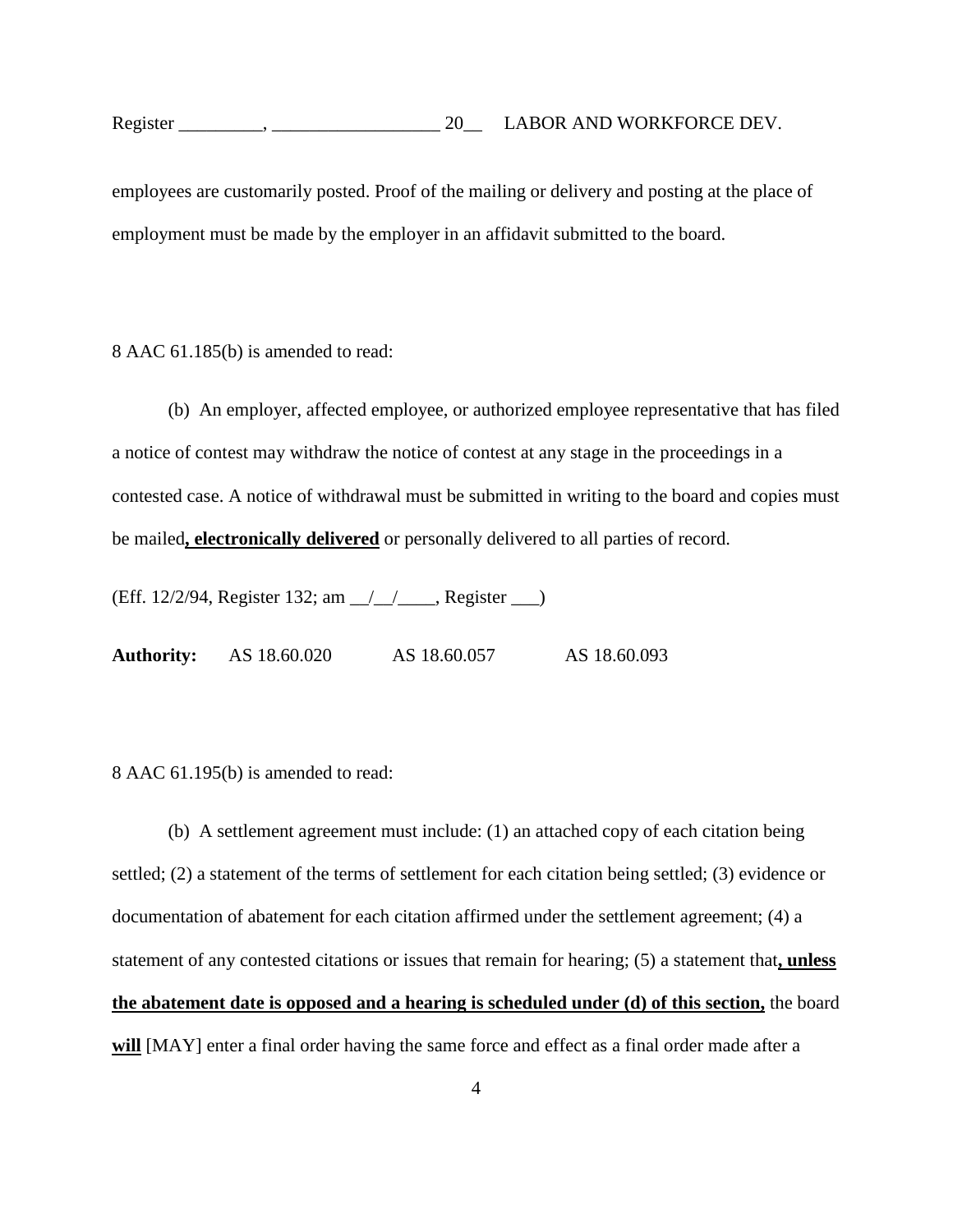employees are customarily posted. Proof of the mailing or delivery and posting at the place of employment must be made by the employer in an affidavit submitted to the board.

8 AAC 61.185(b) is amended to read:

(b) An employer, affected employee, or authorized employee representative that has filed a notice of contest may withdraw the notice of contest at any stage in the proceedings in a contested case. A notice of withdrawal must be submitted in writing to the board and copies must be mailed**, electronically delivered** or personally delivered to all parties of record.

(Eff. 12/2/94, Register 132; am __/__/____, Register ___)

**Authority:** AS 18.60.020 AS 18.60.057 AS 18.60.093

8 AAC 61.195(b) is amended to read:

(b) A settlement agreement must include: (1) an attached copy of each citation being settled; (2) a statement of the terms of settlement for each citation being settled; (3) evidence or documentation of abatement for each citation affirmed under the settlement agreement; (4) a statement of any contested citations or issues that remain for hearing; (5) a statement that**, unless the abatement date is opposed and a hearing is scheduled under (d) of this section,** the board **will** [MAY] enter a final order having the same force and effect as a final order made after a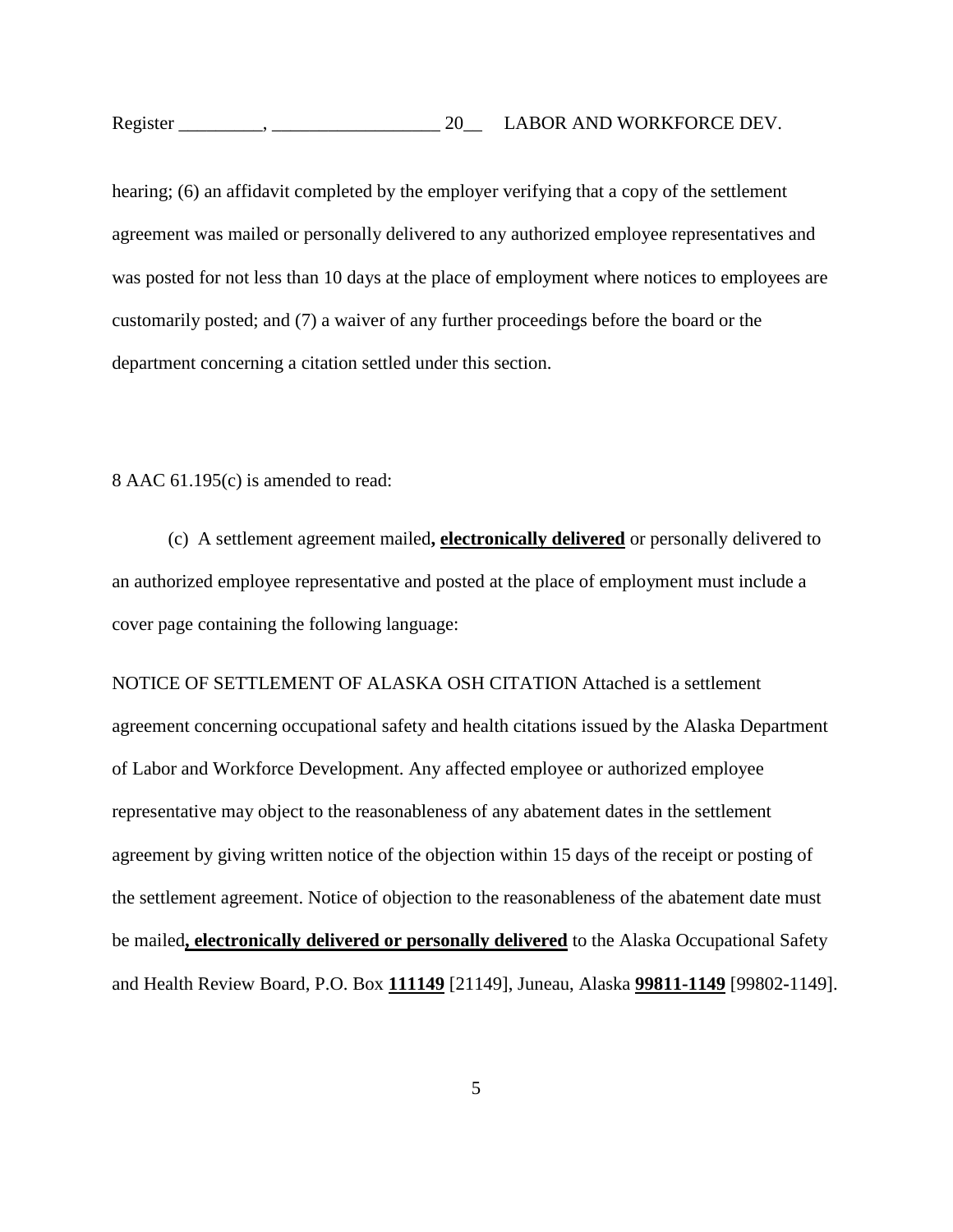hearing; (6) an affidavit completed by the employer verifying that a copy of the settlement agreement was mailed or personally delivered to any authorized employee representatives and was posted for not less than 10 days at the place of employment where notices to employees are customarily posted; and (7) a waiver of any further proceedings before the board or the department concerning a citation settled under this section.

8 AAC 61.195(c) is amended to read:

(c) A settlement agreement mailed**, electronically delivered** or personally delivered to an authorized employee representative and posted at the place of employment must include a cover page containing the following language:

NOTICE OF SETTLEMENT OF ALASKA OSH CITATION Attached is a settlement agreement concerning occupational safety and health citations issued by the Alaska Department of Labor and Workforce Development. Any affected employee or authorized employee representative may object to the reasonableness of any abatement dates in the settlement agreement by giving written notice of the objection within 15 days of the receipt or posting of the settlement agreement. Notice of objection to the reasonableness of the abatement date must be mailed**, electronically delivered or personally delivered** to the Alaska Occupational Safety and Health Review Board, P.O. Box **111149** [21149], Juneau, Alaska **99811-1149** [99802-1149].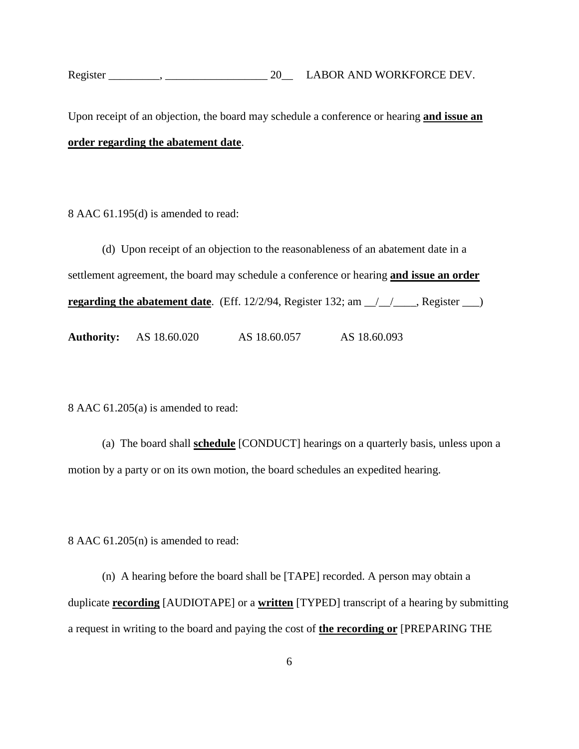Upon receipt of an objection, the board may schedule a conference or hearing **and issue an order regarding the abatement date**.

8 AAC 61.195(d) is amended to read:

(d) Upon receipt of an objection to the reasonableness of an abatement date in a settlement agreement, the board may schedule a conference or hearing **and issue an order regarding the abatement date**. (Eff. 12/2/94, Register 132; am __/__/____, Register ___)

**Authority:** AS 18.60.020 AS 18.60.057 AS 18.60.093

8 AAC 61.205(a) is amended to read:

(a) The board shall **schedule** [CONDUCT] hearings on a quarterly basis, unless upon a motion by a party or on its own motion, the board schedules an expedited hearing.

8 AAC 61.205(n) is amended to read:

(n) A hearing before the board shall be [TAPE] recorded. A person may obtain a duplicate **recording** [AUDIOTAPE] or a **written** [TYPED] transcript of a hearing by submitting a request in writing to the board and paying the cost of **the recording or** [PREPARING THE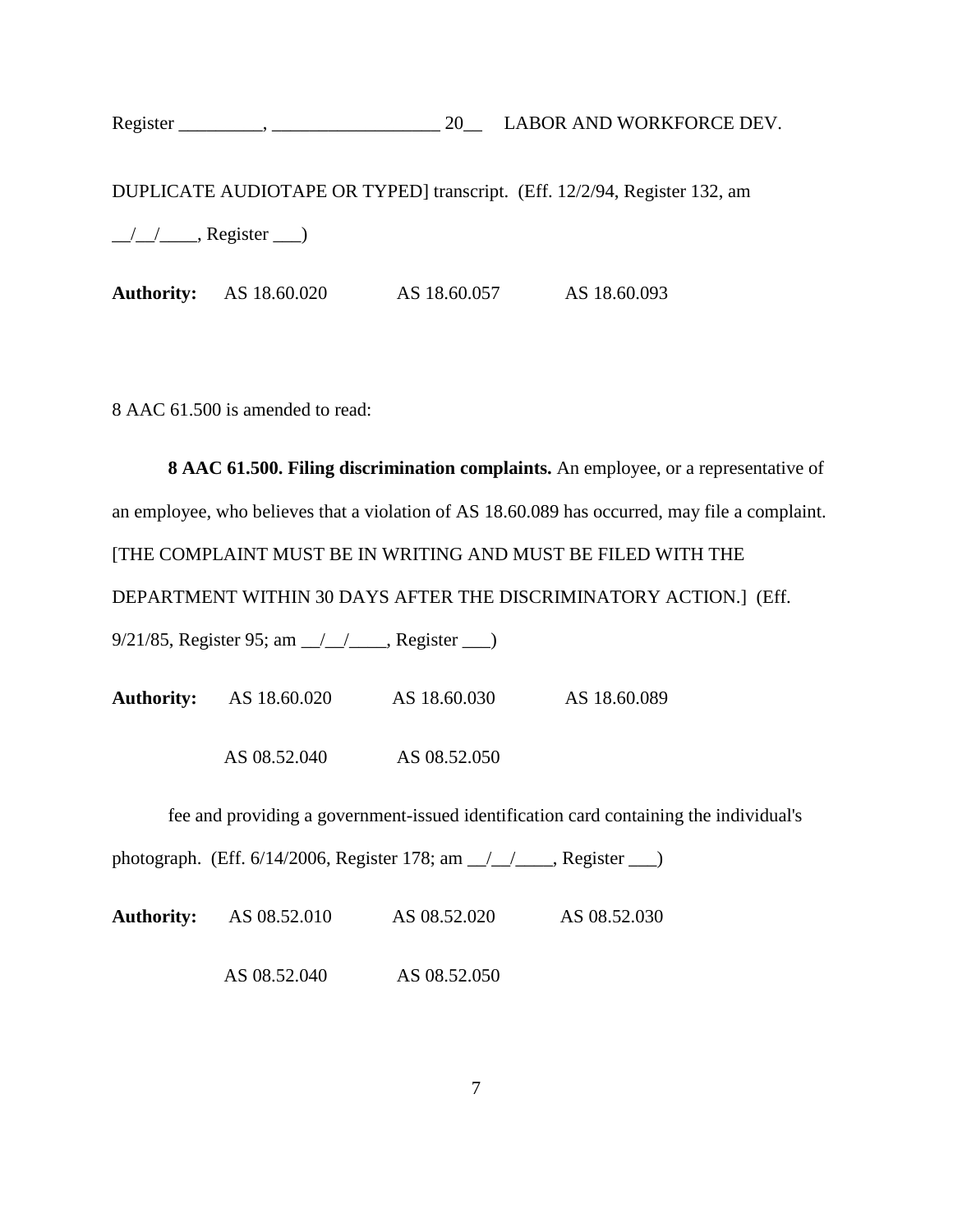DUPLICATE AUDIOTAPE OR TYPED] transcript. (Eff. 12/2/94, Register 132, am __/__/____, Register ___)

**Authority:** AS 18.60.020 AS 18.60.057 AS 18.60.093

8 AAC 61.500 is amended to read:

**8 AAC 61.500. Filing discrimination complaints.** An employee, or a representative of an employee, who believes that a violation of AS 18.60.089 has occurred, may file a complaint. [THE COMPLAINT MUST BE IN WRITING AND MUST BE FILED WITH THE DEPARTMENT WITHIN 30 DAYS AFTER THE DISCRIMINATORY ACTION.] (Eff. 9/21/85, Register 95; am __/__/____, Register ___)

**Authority:** AS 18.60.020 AS 18.60.030 AS 18.60.089

AS 08.52.040 AS 08.52.050

fee and providing a government-issued identification card containing the individual's photograph. (Eff. 6/14/2006, Register 178; am __/__/____, Register ___)

**Authority:** AS 08.52.010 AS 08.52.020 AS 08.52.030

AS 08.52.040 AS 08.52.050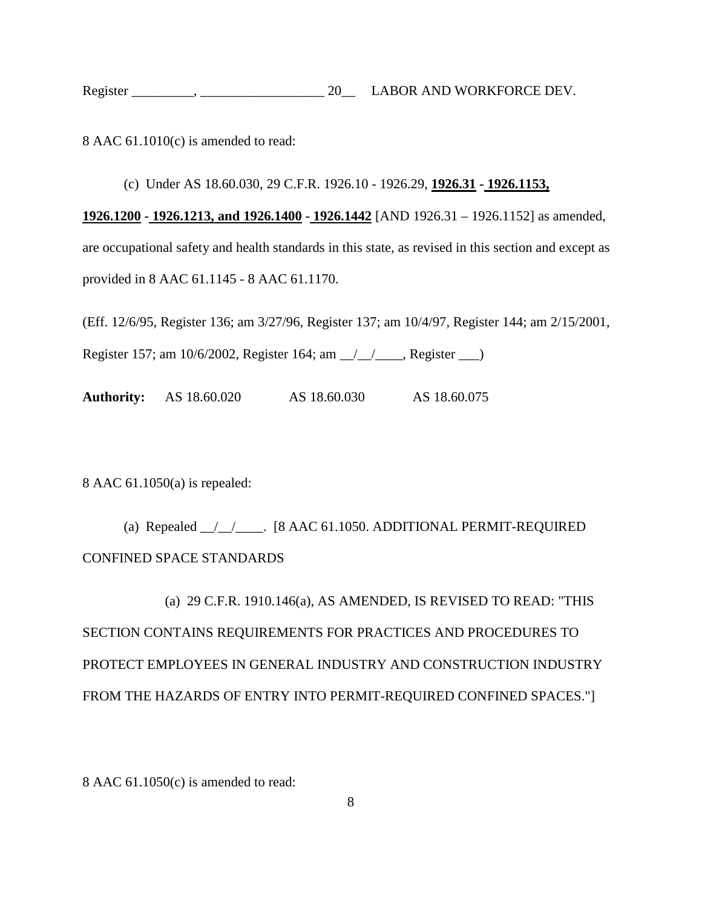8 AAC 61.1010(c) is amended to read:

(c) Under AS 18.60.030, 29 C.F.R. 1926.10 - 1926.29, **1926.31 - 1926.1153, 1926.1200 - 1926.1213, and 1926.1400 - 1926.1442** [AND 1926.31 – 1926.1152] as amended, are occupational safety and health standards in this state, as revised in this section and except as provided in 8 AAC 61.1145 - 8 AAC 61.1170.

(Eff. 12/6/95, Register 136; am 3/27/96, Register 137; am 10/4/97, Register 144; am 2/15/2001, Register 157; am 10/6/2002, Register 164; am __/__/____, Register ___)

**Authority:** AS 18.60.020 AS 18.60.030 AS 18.60.075

8 AAC 61.1050(a) is repealed:

(a) Repealed __/__/____. [8 AAC 61.1050. ADDITIONAL PERMIT-REQUIRED CONFINED SPACE STANDARDS

(a) 29 C.F.R. 1910.146(a), AS AMENDED, IS REVISED TO READ: "THIS SECTION CONTAINS REQUIREMENTS FOR PRACTICES AND PROCEDURES TO PROTECT EMPLOYEES IN GENERAL INDUSTRY AND CONSTRUCTION INDUSTRY FROM THE HAZARDS OF ENTRY INTO PERMIT-REQUIRED CONFINED SPACES."]

8 AAC 61.1050(c) is amended to read: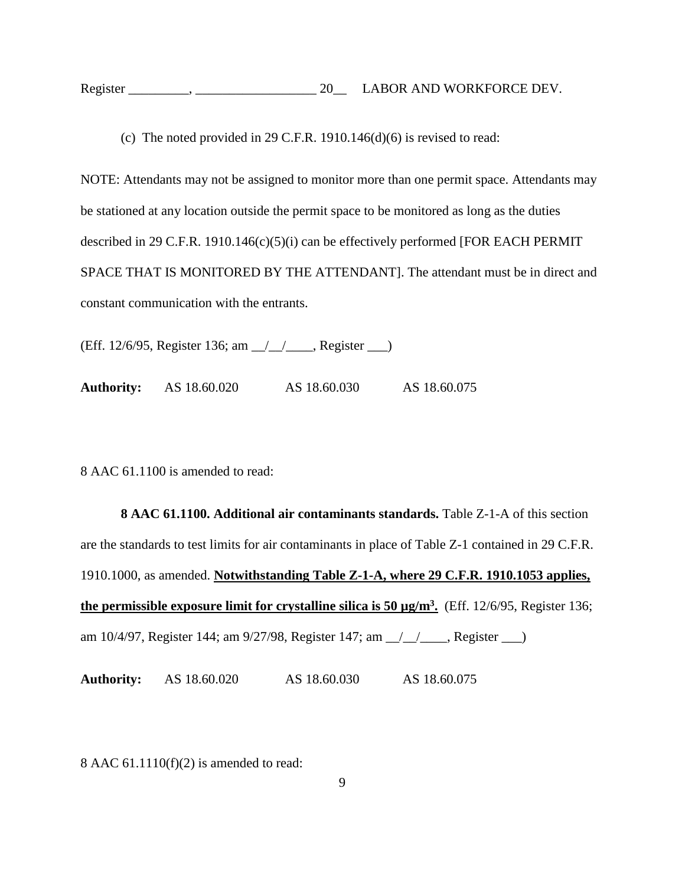(c) The noted provided in 29 C.F.R. 1910.146(d)(6) is revised to read:

NOTE: Attendants may not be assigned to monitor more than one permit space. Attendants may be stationed at any location outside the permit space to be monitored as long as the duties described in 29 C.F.R. 1910.146(c)(5)(i) can be effectively performed [FOR EACH PERMIT SPACE THAT IS MONITORED BY THE ATTENDANT]. The attendant must be in direct and constant communication with the entrants.

(Eff. 12/6/95, Register 136; am __/__/____, Register ___)

**Authority:** AS 18.60.020 AS 18.60.030 AS 18.60.075

8 AAC 61.1100 is amended to read:

**8 AAC 61.1100. Additional air contaminants standards.** Table Z-1-A of this section are the standards to test limits for air contaminants in place of Table Z-1 contained in 29 C.F.R. 1910.1000, as amended. **<u>Notwithstanding Table Z-1-A, where 29 C.F.R. 1910.1053 applies, the permissible exposure limit for crystalline silica is 50 µg/m³.</u>** (Eff. 12/6/95, Register 136; am 10/4/97, Register 144; am 9/27/98, Register 147; am __/__/____, Register ___)

**Authority:** AS 18.60.020 AS 18.60.030 AS 18.60.075

8 AAC 61.1110(f)(2) is amended to read: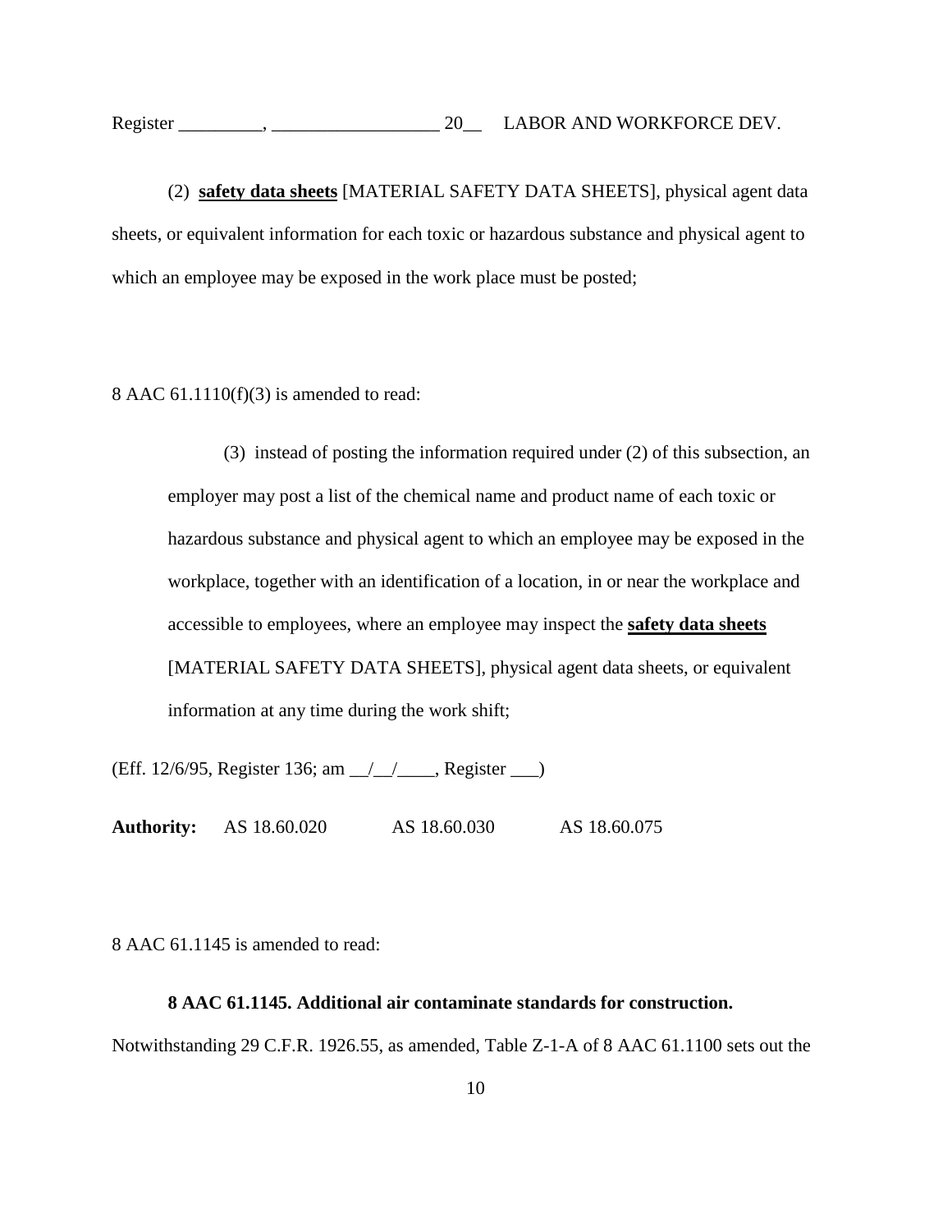(2) **<u>safety data sheets</u>** [MATERIAL SAFETY DATA SHEETS], physical agent data sheets, or equivalent information for each toxic or hazardous substance and physical agent to which an employee may be exposed in the work place must be posted;

8 AAC 61.1110(f)(3) is amended to read:

> (3) instead of posting the information required under (2) of this subsection, an employer may post a list of the chemical name and product name of each toxic or hazardous substance and physical agent to which an employee may be exposed in the workplace, together with an identification of a location, in or near the workplace and accessible to employees, where an employee may inspect the **<u>safety data sheets</u>** [MATERIAL SAFETY DATA SHEETS], physical agent data sheets, or equivalent information at any time during the work shift;

(Eff. 12/6/95, Register 136; am \_\_/\_\_/\_\_\_\_, Register \_\_\_)

**Authority:** AS 18.60.020 AS 18.60.030 AS 18.60.075

8 AAC 61.1145 is amended to read:

**8 AAC 61.1145. Additional air contaminate standards for construction.**

Notwithstanding 29 C.F.R. 1926.55, as amended, Table Z-1-A of 8 AAC 61.1100 sets out the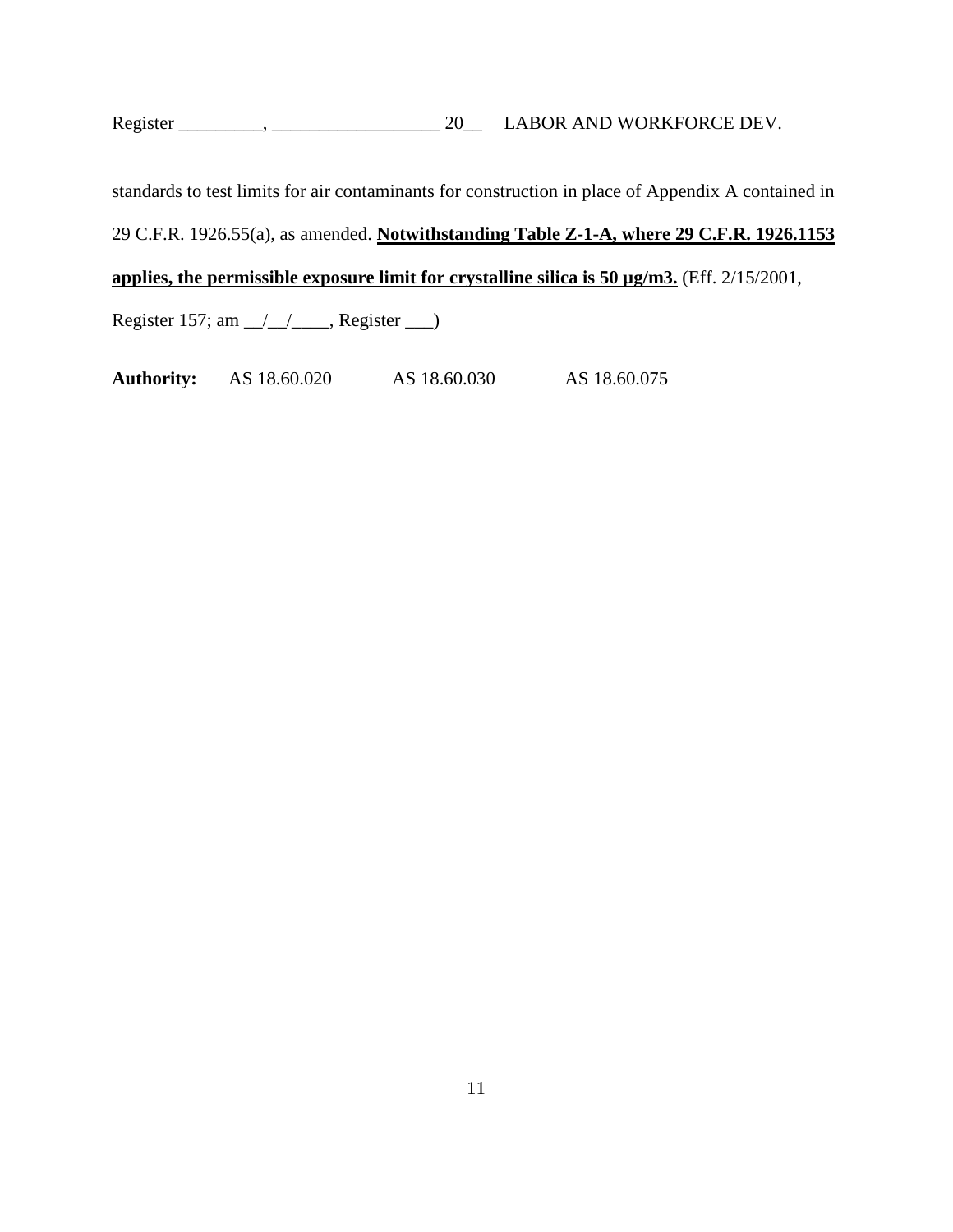standards to test limits for air contaminants for construction in place of Appendix A contained in 29 C.F.R. 1926.55(a), as amended. **<u>Notwithstanding Table Z-1-A, where 29 C.F.R. 1926.1153 applies, the permissible exposure limit for crystalline silica is 50 µg/m3.</u>** (Eff. 2/15/2001, Register 157; am __/__/____, Register ___)

**Authority:** AS 18.60.020 AS 18.60.030 AS 18.60.075